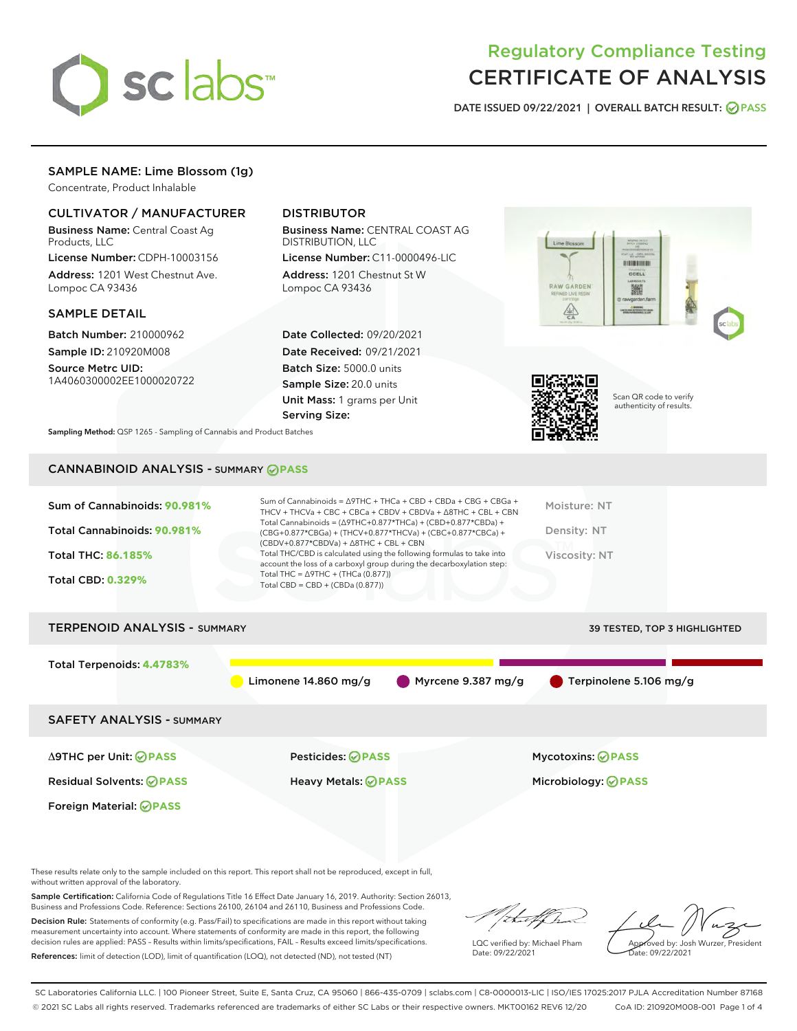# Regulatory Compliance Testing
# CERTIFICATE OF ANALYSIS

DATE ISSUED 09/22/2021 | OVERALL BATCH RESULT: PASS

## SAMPLE NAME: Lime Blossom (1g)

Concentrate, Product Inhalable

### CULTIVATOR / MANUFACTURER

**Business Name:** Central Coast Ag Products, LLC

**License Number:** CDPH-10003156

**Address:** 1201 West Chestnut Ave. Lompoc CA 93436

### DISTRIBUTOR

**Business Name:** CENTRAL COAST AG DISTRIBUTION, LLC

**License Number:** C11-0000496-LIC

**Address:** 1201 Chestnut St W Lompoc CA 93436

### SAMPLE DETAIL

**Batch Number:** 210000962

**Sample ID:** 210920M008

**Source Metrc UID:** 1A4060300002EE1000020722

**Date Collected:** 09/20/2021

**Date Received:** 09/21/2021

**Batch Size:** 5000.0 units

**Sample Size:** 20.0 units

**Unit Mass:** 1 grams per Unit

**Serving Size:**

Scan QR code to verify authenticity of results.

**Sampling Method:** QSP 1265 - Sampling of Cannabis and Product Batches

## CANNABINOID ANALYSIS - SUMMARY PASS

**Sum of Cannabinoids: 90.981%**

**Total Cannabinoids: 90.981%**

**Total THC: 86.185%**

**Total CBD: 0.329%**

Sum of Cannabinoids = Δ9THC + THCa + CBD + CBDa + CBG + CBGa + THCV + THCVa + CBC + CBCa + CBDV + CBDVa + Δ8THC + CBL + CBN

Total Cannabinoids = (Δ9THC+0.877*THCa) + (CBD+0.877*CBDa) + (CBG+0.877*CBGa) + (THCV+0.877*THCVa) + (CBC+0.877*CBCa) + (CBDV+0.877*CBDVa) + Δ8THC + CBL + CBN

Total THC/CBD is calculated using the following formulas to take into account the loss of a carboxyl group during the decarboxylation step:

Total THC = Δ9THC + (THCa (0.877))

Total CBD = CBD + (CBDa (0.877))

Moisture: NT

Density: NT

Viscosity: NT

## TERPENOID ANALYSIS - SUMMARY

39 TESTED, TOP 3 HIGHLIGHTED

**Total Terpenoids: 4.4783%**

Limonene 14.860 mg/g | Myrcene 9.387 mg/g | Terpinolene 5.106 mg/g

## SAFETY ANALYSIS - SUMMARY

| | | |
|---|---|---|
| Δ9THC per Unit: PASS | Pesticides: PASS | Mycotoxins: PASS |
| Residual Solvents: PASS | Heavy Metals: PASS | Microbiology: PASS |
| Foreign Material: PASS | | |

These results relate only to the sample included on this report. This report shall not be reproduced, except in full, without written approval of the laboratory.

**Sample Certification:** California Code of Regulations Title 16 Effect Date January 16, 2019. Authority: Section 26013, Business and Professions Code. Reference: Sections 26100, 26104 and 26110, Business and Professions Code.

**Decision Rule:** Statements of conformity (e.g. Pass/Fail) to specifications are made in this report without taking measurement uncertainty into account. Where statements of conformity are made in this report, the following decision rules are applied: PASS - Results within limits/specifications, FAIL - Results exceed limits/specifications.

**References:** limit of detection (LOD), limit of quantification (LOQ), not detected (ND), not tested (NT)

LQC verified by: Michael Pham
Date: 09/22/2021

Approved by: Josh Wurzer, President
Date: 09/22/2021

SC Laboratories California LLC. | 100 Pioneer Street, Suite E, Santa Cruz, CA 95060 | 866-435-0709 | sclabs.com | C8-0000013-LIC | ISO/IES 17025:2017 PJLA Accreditation Number 87168

© 2021 SC Labs all rights reserved. Trademarks referenced are trademarks of either SC Labs or their respective owners. MKT00162 REV6 12/20 CoA ID: 210920M008-001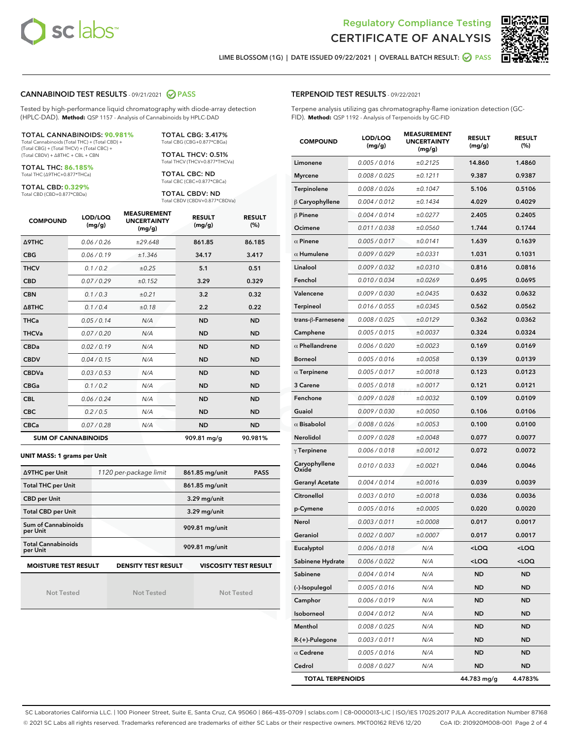Regulatory Compliance Testing
CERTIFICATE OF ANALYSIS

LIME BLOSSOM (1G) | DATE ISSUED 09/22/2021 | OVERALL BATCH RESULT: PASS

## CANNABINOID TEST RESULTS - 09/21/2021 PASS

Tested by high-performance liquid chromatography with diode-array detection (HPLC-DAD). **Method:** QSP 1157 - Analysis of Cannabinoids by HPLC-DAD

**TOTAL CANNABINOIDS: 90.981%**
Total Cannabinoids (Total THC) + (Total CBD) + (Total CBG) + (Total THCV) + (Total CBC) + (Total CBDV) + Δ8THC + CBL + CBN

**TOTAL THC: 86.185%**
Total THC (Δ9THC+0.877*THCa)

**TOTAL CBD: 0.329%**
Total CBD (CBD+0.877*CBDa)

**TOTAL CBG: 3.417%**
Total CBG (CBG+0.877*CBGa)

**TOTAL THCV: 0.51%**
Total THCV (THCV+0.877*THCVa)

**TOTAL CBC: ND**
Total CBC (CBC+0.877*CBCa)

**TOTAL CBDV: ND**
Total CBDV (CBDV+0.877*CBDVa)

| COMPOUND | LOD/LOQ (mg/g) | MEASUREMENT UNCERTAINTY (mg/g) | RESULT (mg/g) | RESULT (%) |
|---|---|---|---|---|
| Δ9THC | 0.06 / 0.26 | ±29.648 | 861.85 | 86.185 |
| CBG | 0.06 / 0.19 | ±1.346 | 34.17 | 3.417 |
| THCV | 0.1 / 0.2 | ±0.25 | 5.1 | 0.51 |
| CBD | 0.07 / 0.29 | ±0.152 | 3.29 | 0.329 |
| CBN | 0.1 / 0.3 | ±0.21 | 3.2 | 0.32 |
| Δ8THC | 0.1 / 0.4 | ±0.18 | 2.2 | 0.22 |
| THCa | 0.05 / 0.14 | N/A | ND | ND |
| THCVa | 0.07 / 0.20 | N/A | ND | ND |
| CBDa | 0.02 / 0.19 | N/A | ND | ND |
| CBDV | 0.04 / 0.15 | N/A | ND | ND |
| CBDVa | 0.03 / 0.53 | N/A | ND | ND |
| CBGa | 0.1 / 0.2 | N/A | ND | ND |
| CBL | 0.06 / 0.24 | N/A | ND | ND |
| CBC | 0.2 / 0.5 | N/A | ND | ND |
| CBCa | 0.07 / 0.28 | N/A | ND | ND |
| **SUM OF CANNABINOIDS** | | | 909.81 mg/g | 90.981% |

**UNIT MASS: 1 grams per Unit**

| Δ9THC per Unit | 1120 per-package limit | 861.85 mg/unit | PASS |
|---|---|---|---|
| Total THC per Unit | | 861.85 mg/unit | |
| CBD per Unit | | 3.29 mg/unit | |
| Total CBD per Unit | | 3.29 mg/unit | |
| Sum of Cannabinoids per Unit | | 909.81 mg/unit | |
| Total Cannabinoids per Unit | | 909.81 mg/unit | |

| MOISTURE TEST RESULT | DENSITY TEST RESULT | VISCOSITY TEST RESULT |
|---|---|---|
| Not Tested | Not Tested | Not Tested |

## TERPENOID TEST RESULTS - 09/22/2021

Terpene analysis utilizing gas chromatography-flame ionization detection (GC-FID). **Method:** QSP 1192 - Analysis of Terpenoids by GC-FID

| COMPOUND | LOD/LOQ (mg/g) | MEASUREMENT UNCERTAINTY (mg/g) | RESULT (mg/g) | RESULT (%) |
|---|---|---|---|---|
| Limonene | 0.005 / 0.016 | ±0.2125 | 14.860 | 1.4860 |
| Myrcene | 0.008 / 0.025 | ±0.1211 | 9.387 | 0.9387 |
| Terpinolene | 0.008 / 0.026 | ±0.1047 | 5.106 | 0.5106 |
| β Caryophyllene | 0.004 / 0.012 | ±0.1434 | 4.029 | 0.4029 |
| β Pinene | 0.004 / 0.014 | ±0.0277 | 2.405 | 0.2405 |
| Ocimene | 0.011 / 0.038 | ±0.0560 | 1.744 | 0.1744 |
| α Pinene | 0.005 / 0.017 | ±0.0141 | 1.639 | 0.1639 |
| α Humulene | 0.009 / 0.029 | ±0.0331 | 1.031 | 0.1031 |
| Linalool | 0.009 / 0.032 | ±0.0310 | 0.816 | 0.0816 |
| Fenchol | 0.010 / 0.034 | ±0.0269 | 0.695 | 0.0695 |
| Valencene | 0.009 / 0.030 | ±0.0435 | 0.632 | 0.0632 |
| Terpineol | 0.016 / 0.055 | ±0.0345 | 0.562 | 0.0562 |
| trans-β-Farnesene | 0.008 / 0.025 | ±0.0129 | 0.362 | 0.0362 |
| Camphene | 0.005 / 0.015 | ±0.0037 | 0.324 | 0.0324 |
| α Phellandrene | 0.006 / 0.020 | ±0.0023 | 0.169 | 0.0169 |
| Borneol | 0.005 / 0.016 | ±0.0058 | 0.139 | 0.0139 |
| α Terpinene | 0.005 / 0.017 | ±0.0018 | 0.123 | 0.0123 |
| 3 Carene | 0.005 / 0.018 | ±0.0017 | 0.121 | 0.0121 |
| Fenchone | 0.009 / 0.028 | ±0.0032 | 0.109 | 0.0109 |
| Guaiol | 0.009 / 0.030 | ±0.0050 | 0.106 | 0.0106 |
| α Bisabolol | 0.008 / 0.026 | ±0.0053 | 0.100 | 0.0100 |
| Nerolidol | 0.009 / 0.028 | ±0.0048 | 0.077 | 0.0077 |
| γ Terpinene | 0.006 / 0.018 | ±0.0012 | 0.072 | 0.0072 |
| Caryophyllene Oxide | 0.010 / 0.033 | ±0.0021 | 0.046 | 0.0046 |
| Geranyl Acetate | 0.004 / 0.014 | ±0.0016 | 0.039 | 0.0039 |
| Citronellol | 0.003 / 0.010 | ±0.0018 | 0.036 | 0.0036 |
| p-Cymene | 0.005 / 0.016 | ±0.0005 | 0.020 | 0.0020 |
| Nerol | 0.003 / 0.011 | ±0.0008 | 0.017 | 0.0017 |
| Geraniol | 0.002 / 0.007 | ±0.0007 | 0.017 | 0.0017 |
| Eucalyptol | 0.006 / 0.018 | N/A | <LOQ | <LOQ |
| Sabinene Hydrate | 0.006 / 0.022 | N/A | <LOQ | <LOQ |
| Sabinene | 0.004 / 0.014 | N/A | ND | ND |
| (-)-Isopulegol | 0.005 / 0.016 | N/A | ND | ND |
| Camphor | 0.006 / 0.019 | N/A | ND | ND |
| Isoborneol | 0.004 / 0.012 | N/A | ND | ND |
| Menthol | 0.008 / 0.025 | N/A | ND | ND |
| R-(+)-Pulegone | 0.003 / 0.011 | N/A | ND | ND |
| α Cedrene | 0.005 / 0.016 | N/A | ND | ND |
| Cedrol | 0.008 / 0.027 | N/A | ND | ND |
| **TOTAL TERPENOIDS** | | | 44.783 mg/g | 4.4783% |

SC Laboratories California LLC. | 100 Pioneer Street, Suite E, Santa Cruz, CA 95060 | 866-435-0709 | sclabs.com | C8-0000013-LIC | ISO/IES 17025:2017 PJLA Accreditation Number 87168
© 2021 SC Labs all rights reserved. Trademarks referenced are trademarks of either SC Labs or their respective owners. MKT00162 REV6 12/20 CoA ID: 210920M008-001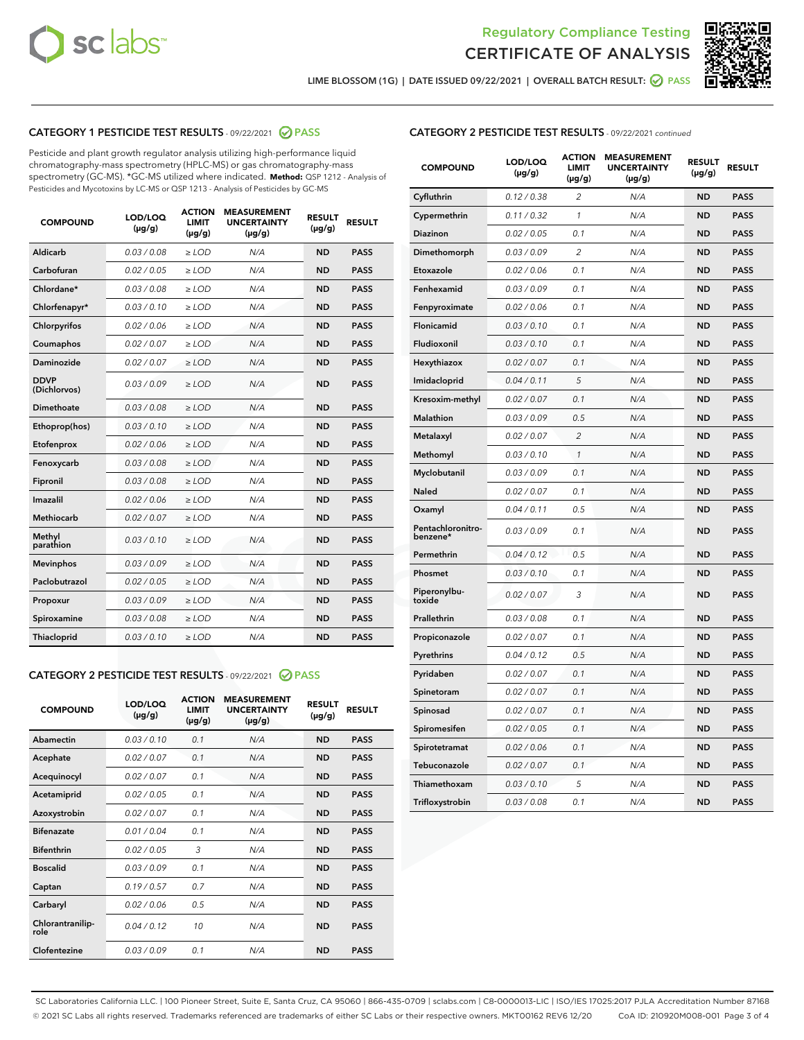Regulatory Compliance Testing
CERTIFICATE OF ANALYSIS

LIME BLOSSOM (1G) | DATE ISSUED 09/22/2021 | OVERALL BATCH RESULT: PASS

## CATEGORY 1 PESTICIDE TEST RESULTS - 09/22/2021 PASS

Pesticide and plant growth regulator analysis utilizing high-performance liquid chromatography-mass spectrometry (HPLC-MS) or gas chromatography-mass spectrometry (GC-MS). *GC-MS utilized where indicated. **Method:** QSP 1212 - Analysis of Pesticides and Mycotoxins by LC-MS or QSP 1213 - Analysis of Pesticides by GC-MS

| COMPOUND | LOD/LOQ (µg/g) | ACTION LIMIT (µg/g) | MEASUREMENT UNCERTAINTY (µg/g) | RESULT (µg/g) | RESULT |
|---|---|---|---|---|---|
| Aldicarb | 0.03 / 0.08 | ≥ LOD | N/A | ND | PASS |
| Carbofuran | 0.02 / 0.05 | ≥ LOD | N/A | ND | PASS |
| Chlordane* | 0.03 / 0.08 | ≥ LOD | N/A | ND | PASS |
| Chlorfenapyr* | 0.03 / 0.10 | ≥ LOD | N/A | ND | PASS |
| Chlorpyrifos | 0.02 / 0.06 | ≥ LOD | N/A | ND | PASS |
| Coumaphos | 0.02 / 0.07 | ≥ LOD | N/A | ND | PASS |
| Daminozide | 0.02 / 0.07 | ≥ LOD | N/A | ND | PASS |
| DDVP (Dichlorvos) | 0.03 / 0.09 | ≥ LOD | N/A | ND | PASS |
| Dimethoate | 0.03 / 0.08 | ≥ LOD | N/A | ND | PASS |
| Ethoprop(hos) | 0.03 / 0.10 | ≥ LOD | N/A | ND | PASS |
| Etofenprox | 0.02 / 0.06 | ≥ LOD | N/A | ND | PASS |
| Fenoxycarb | 0.03 / 0.08 | ≥ LOD | N/A | ND | PASS |
| Fipronil | 0.03 / 0.08 | ≥ LOD | N/A | ND | PASS |
| Imazalil | 0.02 / 0.06 | ≥ LOD | N/A | ND | PASS |
| Methiocarb | 0.02 / 0.07 | ≥ LOD | N/A | ND | PASS |
| Methyl parathion | 0.03 / 0.10 | ≥ LOD | N/A | ND | PASS |
| Mevinphos | 0.03 / 0.09 | ≥ LOD | N/A | ND | PASS |
| Paclobutrazol | 0.02 / 0.05 | ≥ LOD | N/A | ND | PASS |
| Propoxur | 0.03 / 0.09 | ≥ LOD | N/A | ND | PASS |
| Spiroxamine | 0.03 / 0.08 | ≥ LOD | N/A | ND | PASS |
| Thiacloprid | 0.03 / 0.10 | ≥ LOD | N/A | ND | PASS |

## CATEGORY 2 PESTICIDE TEST RESULTS - 09/22/2021 PASS

| COMPOUND | LOD/LOQ (µg/g) | ACTION LIMIT (µg/g) | MEASUREMENT UNCERTAINTY (µg/g) | RESULT (µg/g) | RESULT |
|---|---|---|---|---|---|
| Abamectin | 0.03 / 0.10 | 0.1 | N/A | ND | PASS |
| Acephate | 0.02 / 0.07 | 0.1 | N/A | ND | PASS |
| Acequinocyl | 0.02 / 0.07 | 0.1 | N/A | ND | PASS |
| Acetamiprid | 0.02 / 0.05 | 0.1 | N/A | ND | PASS |
| Azoxystrobin | 0.02 / 0.07 | 0.1 | N/A | ND | PASS |
| Bifenazate | 0.01 / 0.04 | 0.1 | N/A | ND | PASS |
| Bifenthrin | 0.02 / 0.05 | 3 | N/A | ND | PASS |
| Boscalid | 0.03 / 0.09 | 0.1 | N/A | ND | PASS |
| Captan | 0.19 / 0.57 | 0.7 | N/A | ND | PASS |
| Carbaryl | 0.02 / 0.06 | 0.5 | N/A | ND | PASS |
| Chlorantraniliprole | 0.04 / 0.12 | 10 | N/A | ND | PASS |
| Clofentezine | 0.03 / 0.09 | 0.1 | N/A | ND | PASS |
| Cyfluthrin | 0.12 / 0.38 | 2 | N/A | ND | PASS |
| Cypermethrin | 0.11 / 0.32 | 1 | N/A | ND | PASS |
| Diazinon | 0.02 / 0.05 | 0.1 | N/A | ND | PASS |
| Dimethomorph | 0.03 / 0.09 | 2 | N/A | ND | PASS |
| Etoxazole | 0.02 / 0.06 | 0.1 | N/A | ND | PASS |
| Fenhexamid | 0.03 / 0.09 | 0.1 | N/A | ND | PASS |
| Fenpyroximate | 0.02 / 0.06 | 0.1 | N/A | ND | PASS |
| Flonicamid | 0.03 / 0.10 | 0.1 | N/A | ND | PASS |
| Fludioxonil | 0.03 / 0.10 | 0.1 | N/A | ND | PASS |
| Hexythiazox | 0.02 / 0.07 | 0.1 | N/A | ND | PASS |
| Imidacloprid | 0.04 / 0.11 | 5 | N/A | ND | PASS |
| Kresoxim-methyl | 0.02 / 0.07 | 0.1 | N/A | ND | PASS |
| Malathion | 0.03 / 0.09 | 0.5 | N/A | ND | PASS |
| Metalaxyl | 0.02 / 0.07 | 2 | N/A | ND | PASS |
| Methomyl | 0.03 / 0.10 | 1 | N/A | ND | PASS |
| Myclobutanil | 0.03 / 0.09 | 0.1 | N/A | ND | PASS |
| Naled | 0.02 / 0.07 | 0.1 | N/A | ND | PASS |
| Oxamyl | 0.04 / 0.11 | 0.5 | N/A | ND | PASS |
| Pentachloronitrobenzene* | 0.03 / 0.09 | 0.1 | N/A | ND | PASS |
| Permethrin | 0.04 / 0.12 | 0.5 | N/A | ND | PASS |
| Phosmet | 0.03 / 0.10 | 0.1 | N/A | ND | PASS |
| Piperonylbutoxide | 0.02 / 0.07 | 3 | N/A | ND | PASS |
| Prallethrin | 0.03 / 0.08 | 0.1 | N/A | ND | PASS |
| Propiconazole | 0.02 / 0.07 | 0.1 | N/A | ND | PASS |
| Pyrethrins | 0.04 / 0.12 | 0.5 | N/A | ND | PASS |
| Pyridaben | 0.02 / 0.07 | 0.1 | N/A | ND | PASS |
| Spinetoram | 0.02 / 0.07 | 0.1 | N/A | ND | PASS |
| Spinosad | 0.02 / 0.07 | 0.1 | N/A | ND | PASS |
| Spiromesifen | 0.02 / 0.05 | 0.1 | N/A | ND | PASS |
| Spirotetramat | 0.02 / 0.06 | 0.1 | N/A | ND | PASS |
| Tebuconazole | 0.02 / 0.07 | 0.1 | N/A | ND | PASS |
| Thiamethoxam | 0.03 / 0.10 | 5 | N/A | ND | PASS |
| Trifloxystrobin | 0.03 / 0.08 | 0.1 | N/A | ND | PASS |

SC Laboratories California LLC. | 100 Pioneer Street, Suite E, Santa Cruz, CA 95060 | 866-435-0709 | sclabs.com | C8-0000013-LIC | ISO/IES 17025:2017 PJLA Accreditation Number 87168
© 2021 SC Labs all rights reserved. Trademarks referenced are trademarks of either SC Labs or their respective owners. MKT00162 REV6 12/20 CoA ID: 210920M008-001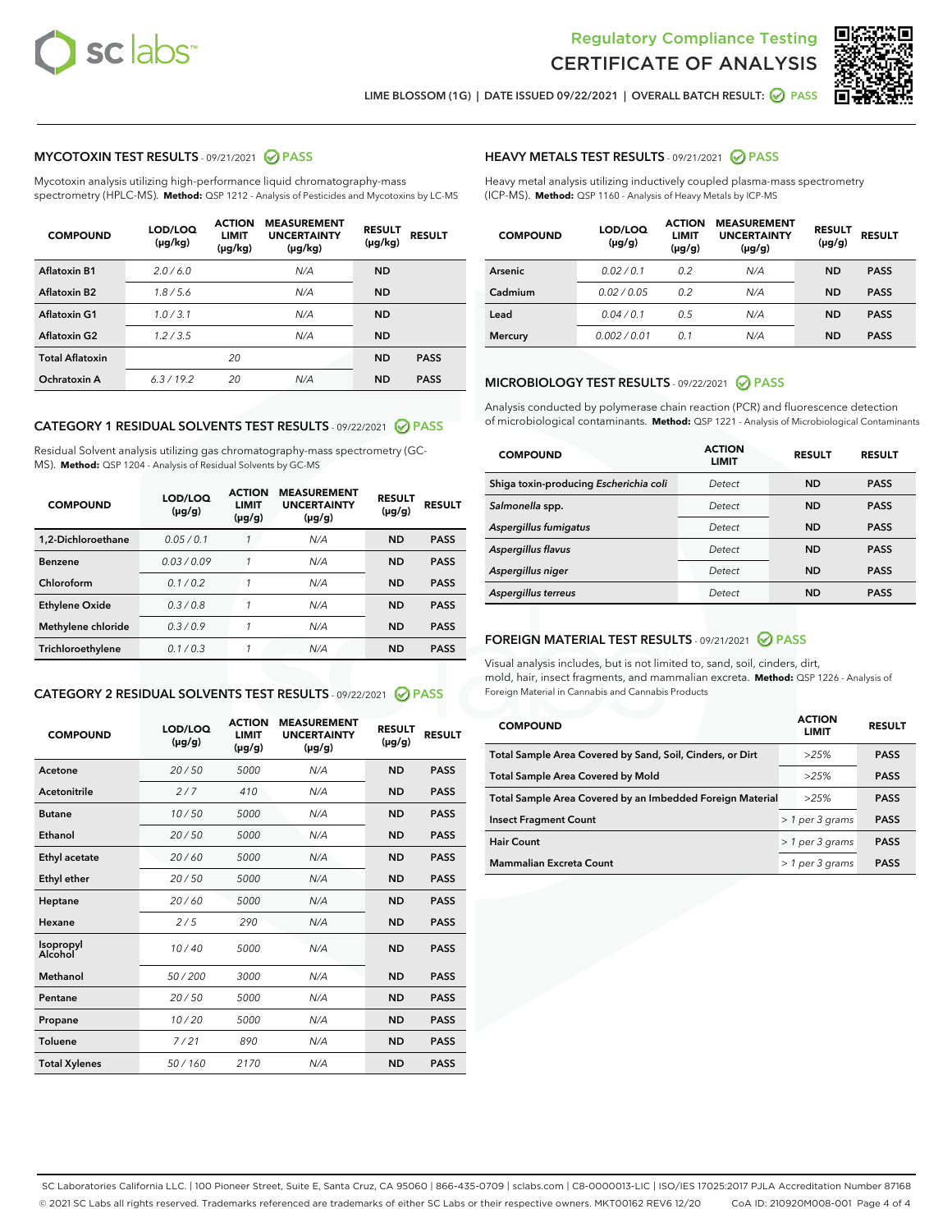Regulatory Compliance Testing

# CERTIFICATE OF ANALYSIS

LIME BLOSSOM (1G) | DATE ISSUED 09/22/2021 | OVERALL BATCH RESULT: PASS

## MYCOTOXIN TEST RESULTS - 09/21/2021 PASS

Mycotoxin analysis utilizing high-performance liquid chromatography-mass spectrometry (HPLC-MS). **Method:** QSP 1212 - Analysis of Pesticides and Mycotoxins by LC-MS

| COMPOUND | LOD/LOQ (µg/kg) | ACTION LIMIT (µg/kg) | MEASUREMENT UNCERTAINTY (µg/kg) | RESULT (µg/kg) | RESULT |
|---|---|---|---|---|---|
| Aflatoxin B1 | 2.0 / 6.0 | | N/A | ND | |
| Aflatoxin B2 | 1.8 / 5.6 | | N/A | ND | |
| Aflatoxin G1 | 1.0 / 3.1 | | N/A | ND | |
| Aflatoxin G2 | 1.2 / 3.5 | | N/A | ND | |
| Total Aflatoxin | | 20 | | ND | PASS |
| Ochratoxin A | 6.3 / 19.2 | 20 | N/A | ND | PASS |

## CATEGORY 1 RESIDUAL SOLVENTS TEST RESULTS - 09/22/2021 PASS

Residual Solvent analysis utilizing gas chromatography-mass spectrometry (GC-MS). **Method:** QSP 1204 - Analysis of Residual Solvents by GC-MS

| COMPOUND | LOD/LOQ (µg/g) | ACTION LIMIT (µg/g) | MEASUREMENT UNCERTAINTY (µg/g) | RESULT (µg/g) | RESULT |
|---|---|---|---|---|---|
| 1,2-Dichloroethane | 0.05 / 0.1 | 1 | N/A | ND | PASS |
| Benzene | 0.03 / 0.09 | 1 | N/A | ND | PASS |
| Chloroform | 0.1 / 0.2 | 1 | N/A | ND | PASS |
| Ethylene Oxide | 0.3 / 0.8 | 1 | N/A | ND | PASS |
| Methylene chloride | 0.3 / 0.9 | 1 | N/A | ND | PASS |
| Trichloroethylene | 0.1 / 0.3 | 1 | N/A | ND | PASS |

## CATEGORY 2 RESIDUAL SOLVENTS TEST RESULTS - 09/22/2021 PASS

| COMPOUND | LOD/LOQ (µg/g) | ACTION LIMIT (µg/g) | MEASUREMENT UNCERTAINTY (µg/g) | RESULT (µg/g) | RESULT |
|---|---|---|---|---|---|
| Acetone | 20 / 50 | 5000 | N/A | ND | PASS |
| Acetonitrile | 2 / 7 | 410 | N/A | ND | PASS |
| Butane | 10 / 50 | 5000 | N/A | ND | PASS |
| Ethanol | 20 / 50 | 5000 | N/A | ND | PASS |
| Ethyl acetate | 20 / 60 | 5000 | N/A | ND | PASS |
| Ethyl ether | 20 / 50 | 5000 | N/A | ND | PASS |
| Heptane | 20 / 60 | 5000 | N/A | ND | PASS |
| Hexane | 2 / 5 | 290 | N/A | ND | PASS |
| Isopropyl Alcohol | 10 / 40 | 5000 | N/A | ND | PASS |
| Methanol | 50 / 200 | 3000 | N/A | ND | PASS |
| Pentane | 20 / 50 | 5000 | N/A | ND | PASS |
| Propane | 10 / 20 | 5000 | N/A | ND | PASS |
| Toluene | 7 / 21 | 890 | N/A | ND | PASS |
| Total Xylenes | 50 / 160 | 2170 | N/A | ND | PASS |

## HEAVY METALS TEST RESULTS - 09/21/2021 PASS

Heavy metal analysis utilizing inductively coupled plasma-mass spectrometry (ICP-MS). **Method:** QSP 1160 - Analysis of Heavy Metals by ICP-MS

| COMPOUND | LOD/LOQ (µg/g) | ACTION LIMIT (µg/g) | MEASUREMENT UNCERTAINTY (µg/g) | RESULT (µg/g) | RESULT |
|---|---|---|---|---|---|
| Arsenic | 0.02 / 0.1 | 0.2 | N/A | ND | PASS |
| Cadmium | 0.02 / 0.05 | 0.2 | N/A | ND | PASS |
| Lead | 0.04 / 0.1 | 0.5 | N/A | ND | PASS |
| Mercury | 0.002 / 0.01 | 0.1 | N/A | ND | PASS |

## MICROBIOLOGY TEST RESULTS - 09/22/2021 PASS

Analysis conducted by polymerase chain reaction (PCR) and fluorescence detection of microbiological contaminants. **Method:** QSP 1221 - Analysis of Microbiological Contaminants

| COMPOUND | ACTION LIMIT | RESULT | RESULT |
|---|---|---|---|
| Shiga toxin-producing *Escherichia coli* | Detect | ND | PASS |
| *Salmonella* spp. | Detect | ND | PASS |
| *Aspergillus fumigatus* | Detect | ND | PASS |
| *Aspergillus flavus* | Detect | ND | PASS |
| *Aspergillus niger* | Detect | ND | PASS |
| *Aspergillus terreus* | Detect | ND | PASS |

## FOREIGN MATERIAL TEST RESULTS - 09/21/2021 PASS

Visual analysis includes, but is not limited to, sand, soil, cinders, dirt, mold, hair, insect fragments, and mammalian excreta. **Method:** QSP 1226 - Analysis of Foreign Material in Cannabis and Cannabis Products

| COMPOUND | ACTION LIMIT | RESULT |
|---|---|---|
| Total Sample Area Covered by Sand, Soil, Cinders, or Dirt | >25% | PASS |
| Total Sample Area Covered by Mold | >25% | PASS |
| Total Sample Area Covered by an Imbedded Foreign Material | >25% | PASS |
| Insect Fragment Count | > 1 per 3 grams | PASS |
| Hair Count | > 1 per 3 grams | PASS |
| Mammalian Excreta Count | > 1 per 3 grams | PASS |

SC Laboratories California LLC. | 100 Pioneer Street, Suite E, Santa Cruz, CA 95060 | 866-435-0709 | sclabs.com | C8-0000013-LIC | ISO/IES 17025:2017 PJLA Accreditation Number 87168
© 2021 SC Labs all rights reserved. Trademarks referenced are trademarks of either SC Labs or their respective owners. MKT00162 REV6 12/20 CoA ID: 210920M008-001